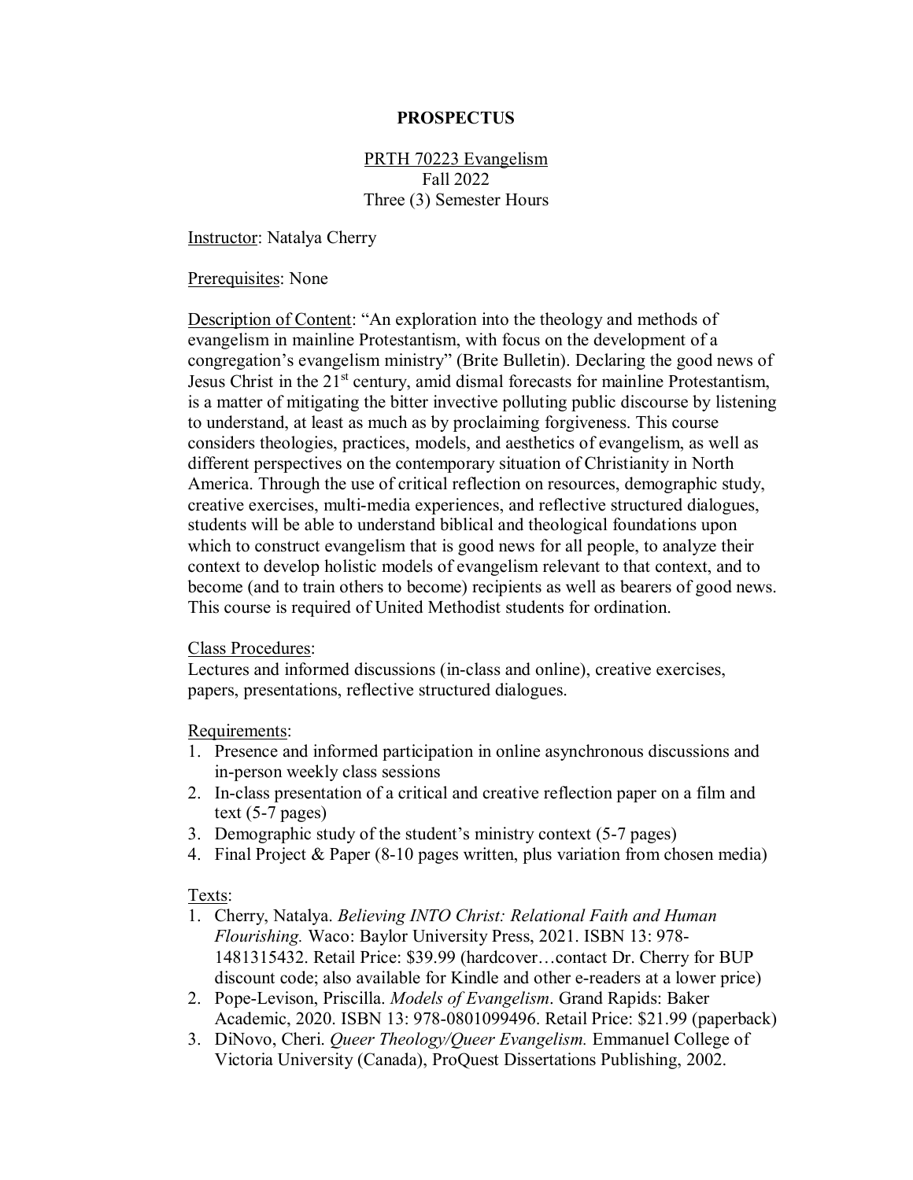# PROSPECTUS

PRTH 70223 Evangelism
Fall 2022
Three (3) Semester Hours

Instructor: Natalya Cherry

Prerequisites: None

Description of Content: "An exploration into the theology and methods of evangelism in mainline Protestantism, with focus on the development of a congregation's evangelism ministry" (Brite Bulletin). Declaring the good news of Jesus Christ in the 21st century, amid dismal forecasts for mainline Protestantism, is a matter of mitigating the bitter invective polluting public discourse by listening to understand, at least as much as by proclaiming forgiveness. This course considers theologies, practices, models, and aesthetics of evangelism, as well as different perspectives on the contemporary situation of Christianity in North America. Through the use of critical reflection on resources, demographic study, creative exercises, multi-media experiences, and reflective structured dialogues, students will be able to understand biblical and theological foundations upon which to construct evangelism that is good news for all people, to analyze their context to develop holistic models of evangelism relevant to that context, and to become (and to train others to become) recipients as well as bearers of good news. This course is required of United Methodist students for ordination.

Class Procedures:
Lectures and informed discussions (in-class and online), creative exercises, papers, presentations, reflective structured dialogues.

Requirements:

1. Presence and informed participation in online asynchronous discussions and in-person weekly class sessions
2. In-class presentation of a critical and creative reflection paper on a film and text (5-7 pages)
3. Demographic study of the student's ministry context (5-7 pages)
4. Final Project & Paper (8-10 pages written, plus variation from chosen media)

Texts:

1. Cherry, Natalya. *Believing INTO Christ: Relational Faith and Human Flourishing.* Waco: Baylor University Press, 2021. ISBN 13: 978-1481315432. Retail Price: $39.99 (hardcover…contact Dr. Cherry for BUP discount code; also available for Kindle and other e-readers at a lower price)
2. Pope-Levison, Priscilla. *Models of Evangelism*. Grand Rapids: Baker Academic, 2020. ISBN 13: 978-0801099496. Retail Price: $21.99 (paperback)
3. DiNovo, Cheri. *Queer Theology/Queer Evangelism.* Emmanuel College of Victoria University (Canada), ProQuest Dissertations Publishing, 2002.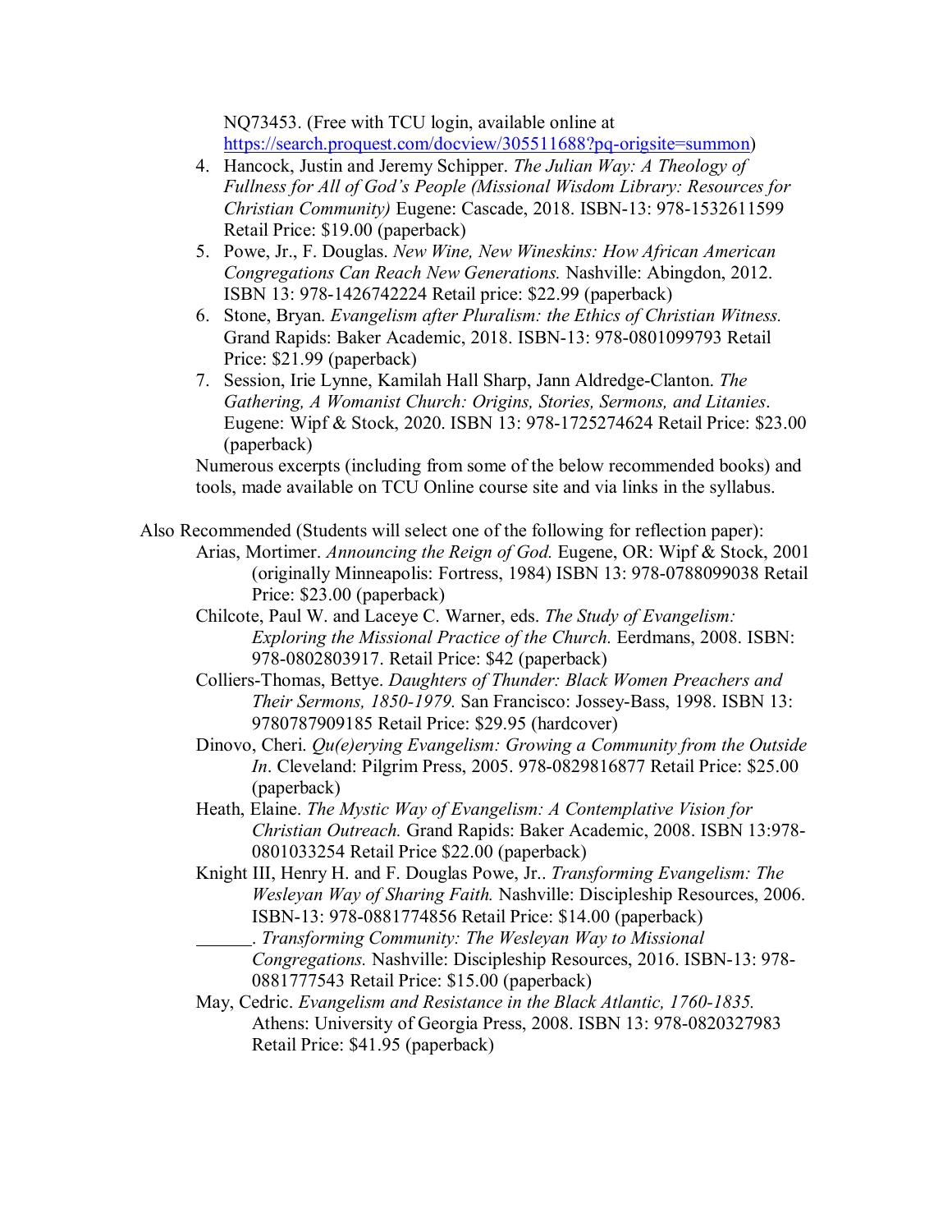NQ73453. (Free with TCU login, available online at [https://search.proquest.com/docview/305511688?pq-origsite=summon](https://search.proquest.com/docview/305511688?pq-origsite=summon))

4. Hancock, Justin and Jeremy Schipper. *The Julian Way: A Theology of Fullness for All of God's People (Missional Wisdom Library: Resources for Christian Community)* Eugene: Cascade, 2018. ISBN-13: 978-1532611599 Retail Price: $19.00 (paperback)
5. Powe, Jr., F. Douglas. *New Wine, New Wineskins: How African American Congregations Can Reach New Generations.* Nashville: Abingdon, 2012. ISBN 13: 978-1426742224 Retail price: $22.99 (paperback)
6. Stone, Bryan. *Evangelism after Pluralism: the Ethics of Christian Witness.* Grand Rapids: Baker Academic, 2018. ISBN-13: 978-0801099793 Retail Price: $21.99 (paperback)
7. Session, Irie Lynne, Kamilah Hall Sharp, Jann Aldredge-Clanton. *The Gathering, A Womanist Church: Origins, Stories, Sermons, and Litanies*. Eugene: Wipf & Stock, 2020. ISBN 13: 978-1725274624 Retail Price: $23.00 (paperback)

Numerous excerpts (including from some of the below recommended books) and tools, made available on TCU Online course site and via links in the syllabus.

Also Recommended (Students will select one of the following for reflection paper):

Arias, Mortimer. *Announcing the Reign of God.* Eugene, OR: Wipf & Stock, 2001 (originally Minneapolis: Fortress, 1984) ISBN 13: 978-0788099038 Retail Price: $23.00 (paperback)

Chilcote, Paul W. and Laceye C. Warner, eds. *The Study of Evangelism: Exploring the Missional Practice of the Church.* Eerdmans, 2008. ISBN: 978-0802803917. Retail Price: $42 (paperback)

Colliers-Thomas, Bettye. *Daughters of Thunder: Black Women Preachers and Their Sermons, 1850-1979.* San Francisco: Jossey-Bass, 1998. ISBN 13: 9780787909185 Retail Price: $29.95 (hardcover)

Dinovo, Cheri. *Qu(e)erying Evangelism: Growing a Community from the Outside In*. Cleveland: Pilgrim Press, 2005. 978-0829816877 Retail Price: $25.00 (paperback)

Heath, Elaine. *The Mystic Way of Evangelism: A Contemplative Vision for Christian Outreach.* Grand Rapids: Baker Academic, 2008. ISBN 13:978-0801033254 Retail Price $22.00 (paperback)

Knight III, Henry H. and F. Douglas Powe, Jr.. *Transforming Evangelism: The Wesleyan Way of Sharing Faith.* Nashville: Discipleship Resources, 2006. ISBN-13: 978-0881774856 Retail Price: $14.00 (paperback)

\_\_\_\_\_\_. *Transforming Community: The Wesleyan Way to Missional Congregations.* Nashville: Discipleship Resources, 2016. ISBN-13: 978-0881777543 Retail Price: $15.00 (paperback)

May, Cedric. *Evangelism and Resistance in the Black Atlantic, 1760-1835.* Athens: University of Georgia Press, 2008. ISBN 13: 978-0820327983 Retail Price: $41.95 (paperback)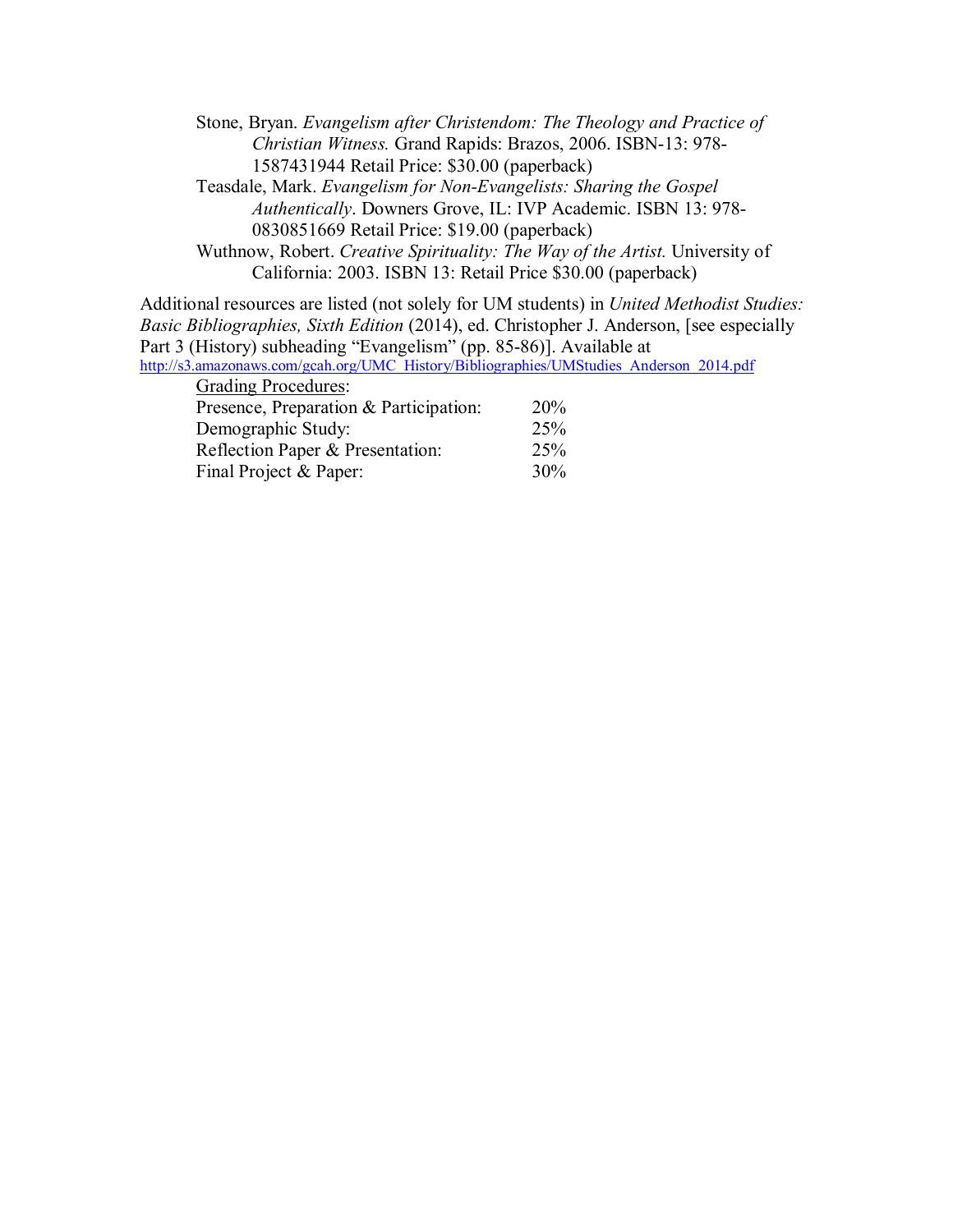Stone, Bryan. *Evangelism after Christendom: The Theology and Practice of Christian Witness.* Grand Rapids: Brazos, 2006. ISBN-13: 978-1587431944 Retail Price: $30.00 (paperback)

Teasdale, Mark. *Evangelism for Non-Evangelists: Sharing the Gospel Authentically*. Downers Grove, IL: IVP Academic. ISBN 13: 978-0830851669 Retail Price: $19.00 (paperback)

Wuthnow, Robert. *Creative Spirituality: The Way of the Artist.* University of California: 2003. ISBN 13: Retail Price $30.00 (paperback)

Additional resources are listed (not solely for UM students) in *United Methodist Studies: Basic Bibliographies, Sixth Edition* (2014), ed. Christopher J. Anderson, [see especially Part 3 (History) subheading "Evangelism" (pp. 85-86)]. Available at http://s3.amazonaws.com/gcah.org/UMC_History/Bibliographies/UMStudies_Anderson_2014.pdf

Grading Procedures:

| | |
|---|---|
| Presence, Preparation & Participation: | 20% |
| Demographic Study: | 25% |
| Reflection Paper & Presentation: | 25% |
| Final Project & Paper: | 30% |